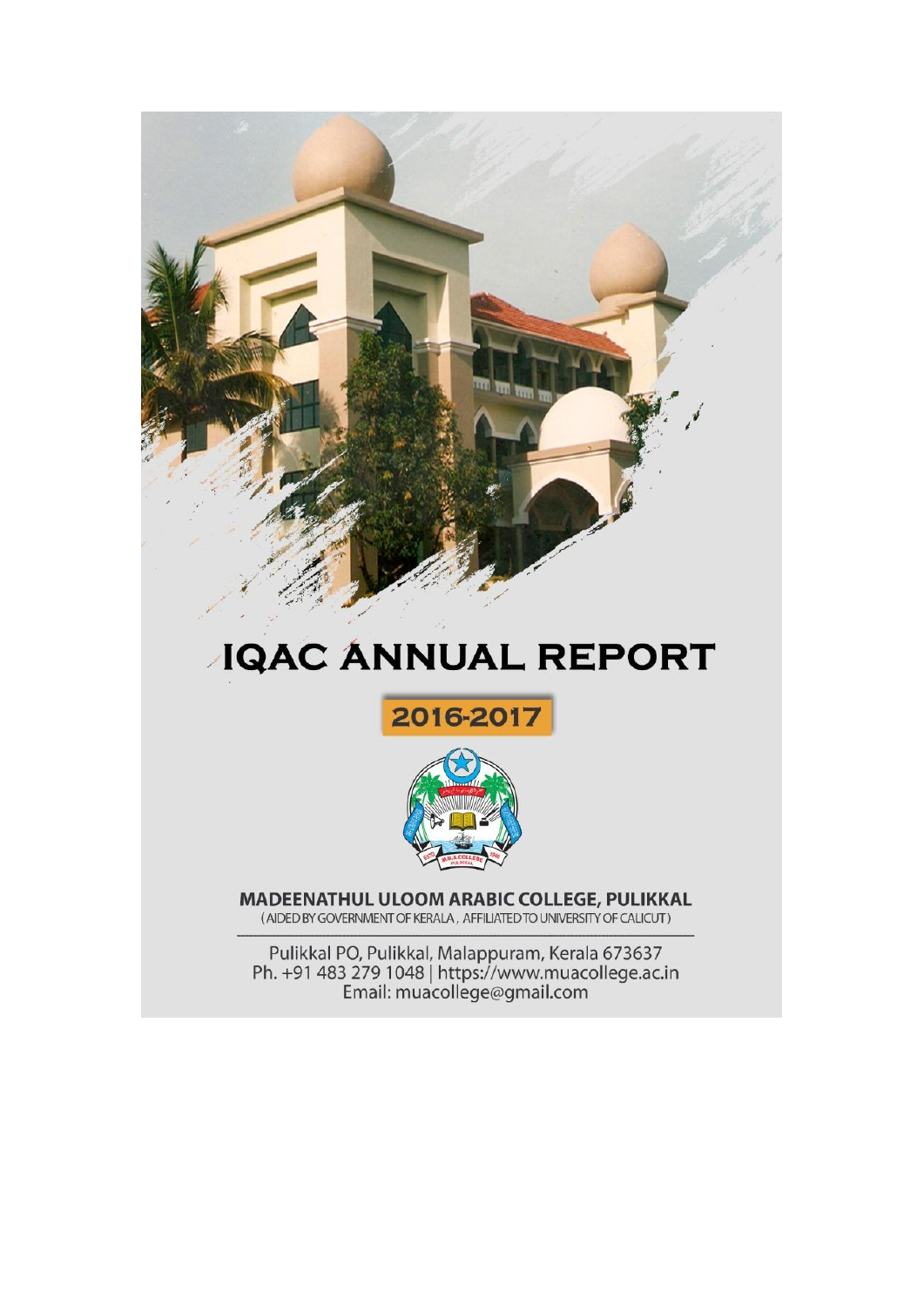# IQAC ANNUAL REPORT

## 2016-2017

**MADEENATHUL ULOOM ARABIC COLLEGE, PULIKKAL**

(AIDED BY GOVERNMENT OF KERALA, AFFILIATED TO UNIVERSITY OF CALICUT)

Pulikkal PO, Pulikkal, Malappuram, Kerala 673637

Ph. +91 483 279 1048 | https://www.muacollege.ac.in

Email: muacollege@gmail.com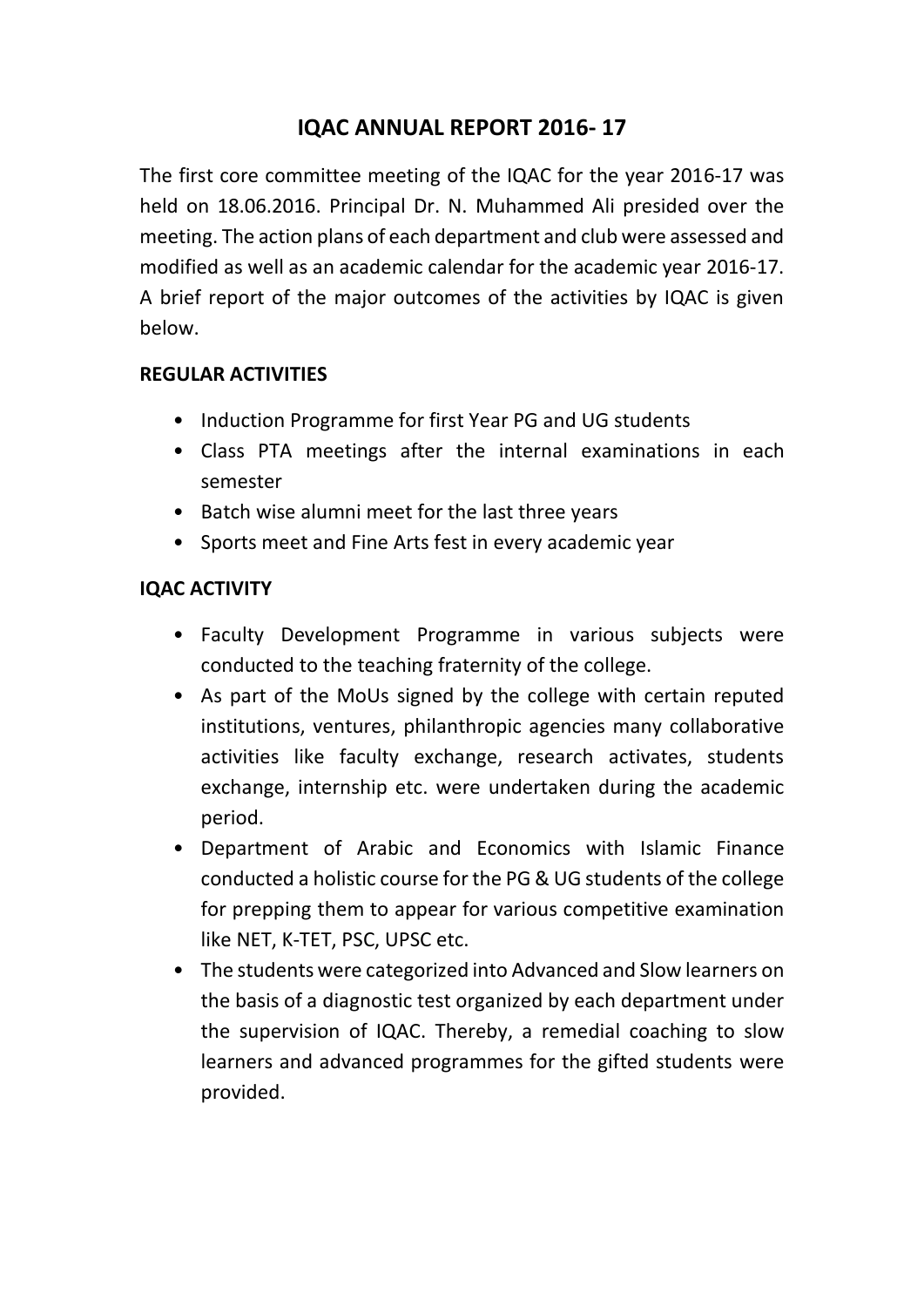# IQAC ANNUAL REPORT 2016- 17

The first core committee meeting of the IQAC for the year 2016-17 was held on 18.06.2016. Principal Dr. N. Muhammed Ali presided over the meeting. The action plans of each department and club were assessed and modified as well as an academic calendar for the academic year 2016-17. A brief report of the major outcomes of the activities by IQAC is given below.

**REGULAR ACTIVITIES**

- Induction Programme for first Year PG and UG students
- Class PTA meetings after the internal examinations in each semester
- Batch wise alumni meet for the last three years
- Sports meet and Fine Arts fest in every academic year

**IQAC ACTIVITY**

- Faculty Development Programme in various subjects were conducted to the teaching fraternity of the college.
- As part of the MoUs signed by the college with certain reputed institutions, ventures, philanthropic agencies many collaborative activities like faculty exchange, research activates, students exchange, internship etc. were undertaken during the academic period.
- Department of Arabic and Economics with Islamic Finance conducted a holistic course for the PG & UG students of the college for prepping them to appear for various competitive examination like NET, K-TET, PSC, UPSC etc.
- The students were categorized into Advanced and Slow learners on the basis of a diagnostic test organized by each department under the supervision of IQAC. Thereby, a remedial coaching to slow learners and advanced programmes for the gifted students were provided.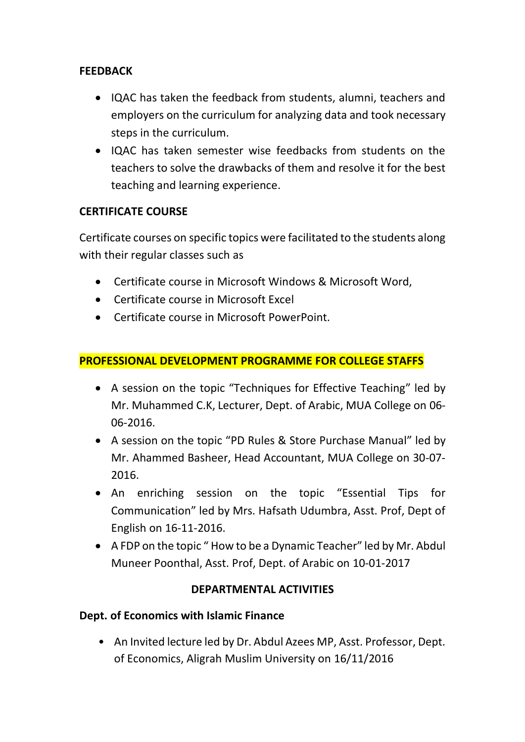**FEEDBACK**

- IQAC has taken the feedback from students, alumni, teachers and employers on the curriculum for analyzing data and took necessary steps in the curriculum.
- IQAC has taken semester wise feedbacks from students on the teachers to solve the drawbacks of them and resolve it for the best teaching and learning experience.

**CERTIFICATE COURSE**

Certificate courses on specific topics were facilitated to the students along with their regular classes such as

- Certificate course in Microsoft Windows & Microsoft Word,
- Certificate course in Microsoft Excel
- Certificate course in Microsoft PowerPoint.

**PROFESSIONAL DEVELOPMENT PROGRAMME FOR COLLEGE STAFFS**

- A session on the topic "Techniques for Effective Teaching" led by Mr. Muhammed C.K, Lecturer, Dept. of Arabic, MUA College on 06-06-2016.
- A session on the topic "PD Rules & Store Purchase Manual" led by Mr. Ahammed Basheer, Head Accountant, MUA College on 30-07-2016.
- An enriching session on the topic "Essential Tips for Communication" led by Mrs. Hafsath Udumbra, Asst. Prof, Dept of English on 16-11-2016.
- A FDP on the topic " How to be a Dynamic Teacher" led by Mr. Abdul Muneer Poonthal, Asst. Prof, Dept. of Arabic on 10-01-2017

**DEPARTMENTAL ACTIVITIES**

**Dept. of Economics with Islamic Finance**

- An Invited lecture led by Dr. Abdul Azees MP, Asst. Professor, Dept. of Economics, Aligrah Muslim University on 16/11/2016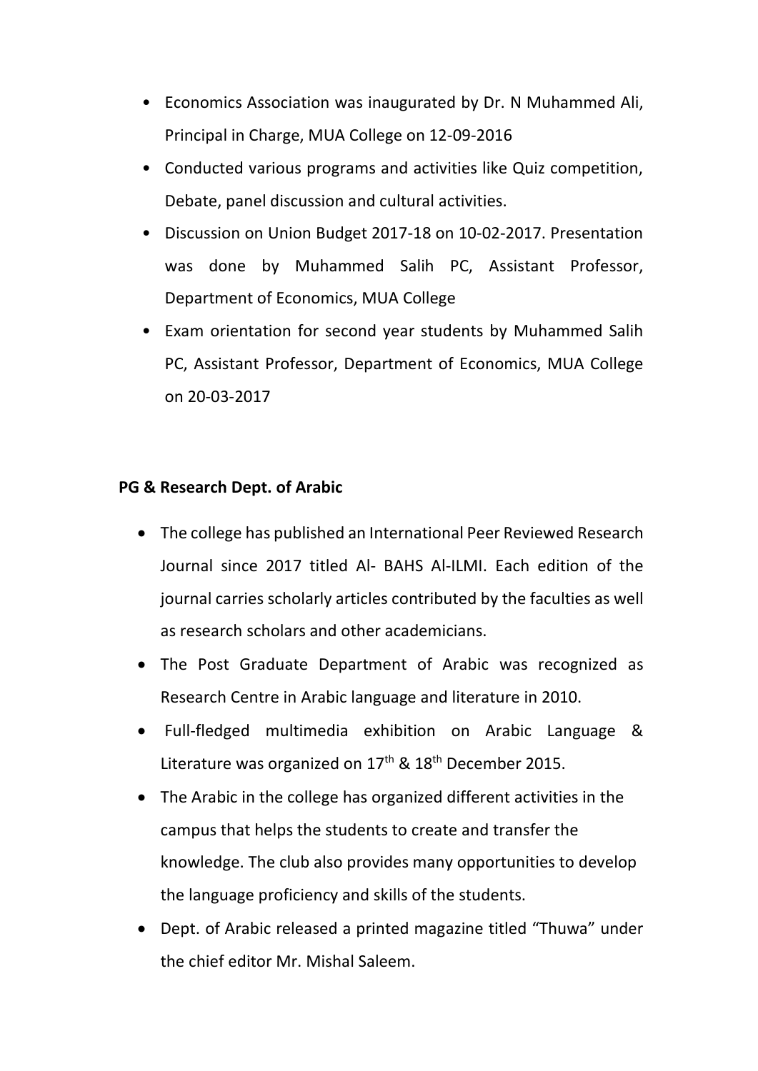- Economics Association was inaugurated by Dr. N Muhammed Ali, Principal in Charge, MUA College on 12-09-2016
- Conducted various programs and activities like Quiz competition, Debate, panel discussion and cultural activities.
- Discussion on Union Budget 2017-18 on 10-02-2017. Presentation was done by Muhammed Salih PC, Assistant Professor, Department of Economics, MUA College
- Exam orientation for second year students by Muhammed Salih PC, Assistant Professor, Department of Economics, MUA College on 20-03-2017

**PG & Research Dept. of Arabic**

- The college has published an International Peer Reviewed Research Journal since 2017 titled Al- BAHS Al-ILMI. Each edition of the journal carries scholarly articles contributed by the faculties as well as research scholars and other academicians.
- The Post Graduate Department of Arabic was recognized as Research Centre in Arabic language and literature in 2010.
- Full-fledged multimedia exhibition on Arabic Language & Literature was organized on 17th & 18th December 2015.
- The Arabic in the college has organized different activities in the campus that helps the students to create and transfer the knowledge. The club also provides many opportunities to develop the language proficiency and skills of the students.
- Dept. of Arabic released a printed magazine titled "Thuwa" under the chief editor Mr. Mishal Saleem.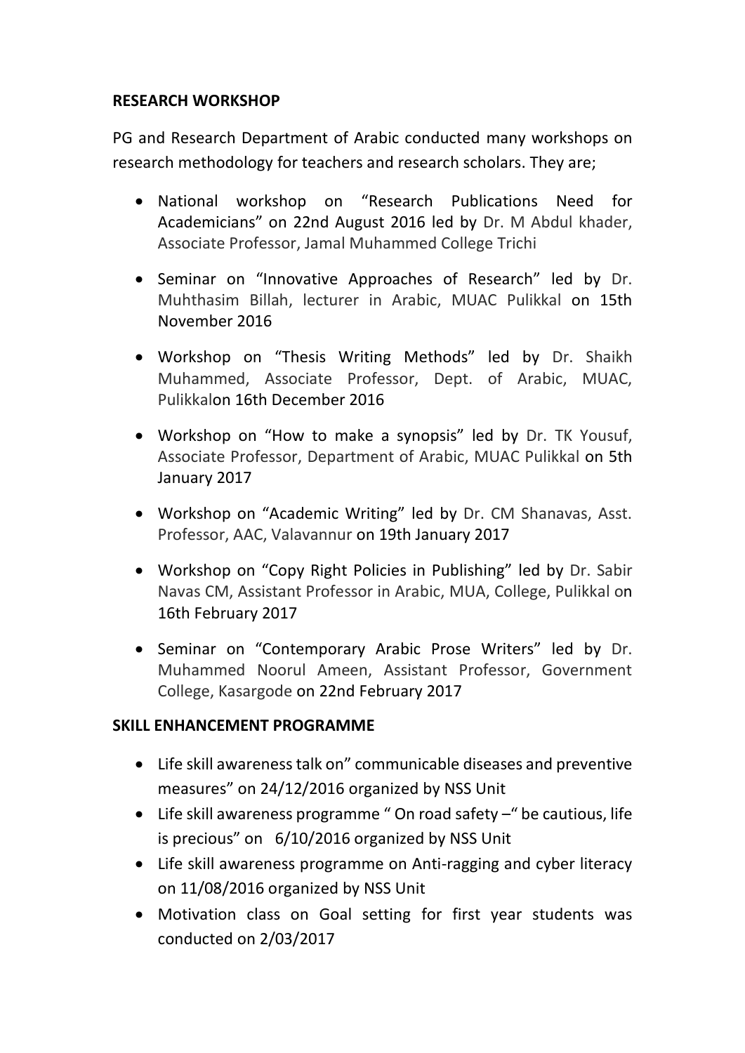**RESEARCH WORKSHOP**

PG and Research Department of Arabic conducted many workshops on research methodology for teachers and research scholars. They are;

- National workshop on "Research Publications Need for Academicians" on 22nd August 2016 led by Dr. M Abdul khader, Associate Professor, Jamal Muhammed College Trichi
- Seminar on "Innovative Approaches of Research" led by Dr. Muhthasim Billah, lecturer in Arabic, MUAC Pulikkal on 15th November 2016
- Workshop on "Thesis Writing Methods" led by Dr. Shaikh Muhammed, Associate Professor, Dept. of Arabic, MUAC, Pulikkalon 16th December 2016
- Workshop on "How to make a synopsis" led by Dr. TK Yousuf, Associate Professor, Department of Arabic, MUAC Pulikkal on 5th January 2017
- Workshop on "Academic Writing" led by Dr. CM Shanavas, Asst. Professor, AAC, Valavannur on 19th January 2017
- Workshop on "Copy Right Policies in Publishing" led by Dr. Sabir Navas CM, Assistant Professor in Arabic, MUA, College, Pulikkal on 16th February 2017
- Seminar on "Contemporary Arabic Prose Writers" led by Dr. Muhammed Noorul Ameen, Assistant Professor, Government College, Kasargode on 22nd February 2017

**SKILL ENHANCEMENT PROGRAMME**

- Life skill awareness talk on" communicable diseases and preventive measures" on 24/12/2016 organized by NSS Unit
- Life skill awareness programme " On road safety –" be cautious, life is precious" on 6/10/2016 organized by NSS Unit
- Life skill awareness programme on Anti-ragging and cyber literacy on 11/08/2016 organized by NSS Unit
- Motivation class on Goal setting for first year students was conducted on 2/03/2017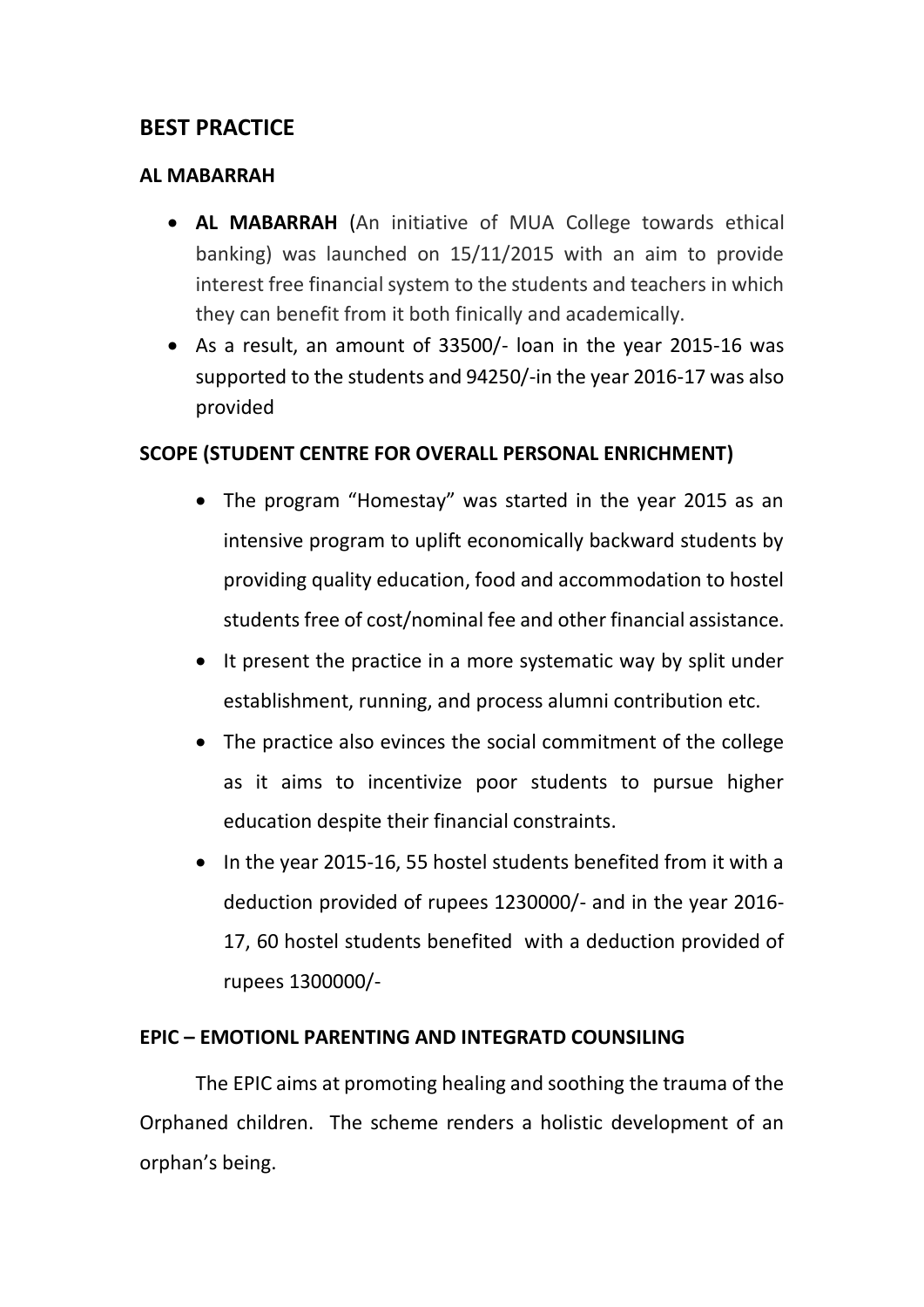## BEST PRACTICE

### AL MABARRAH

- **AL MABARRAH** (An initiative of MUA College towards ethical banking) was launched on 15/11/2015 with an aim to provide interest free financial system to the students and teachers in which they can benefit from it both finically and academically.
- As a result, an amount of 33500/- loan in the year 2015-16 was supported to the students and 94250/-in the year 2016-17 was also provided

### SCOPE (STUDENT CENTRE FOR OVERALL PERSONAL ENRICHMENT)

- The program "Homestay" was started in the year 2015 as an intensive program to uplift economically backward students by providing quality education, food and accommodation to hostel students free of cost/nominal fee and other financial assistance.
- It present the practice in a more systematic way by split under establishment, running, and process alumni contribution etc.
- The practice also evinces the social commitment of the college as it aims to incentivize poor students to pursue higher education despite their financial constraints.
- In the year 2015-16, 55 hostel students benefited from it with a deduction provided of rupees 1230000/- and in the year 2016-17, 60 hostel students benefited with a deduction provided of rupees 1300000/-

### EPIC – EMOTIONL PARENTING AND INTEGRATD COUNSILING

The EPIC aims at promoting healing and soothing the trauma of the Orphaned children. The scheme renders a holistic development of an orphan's being.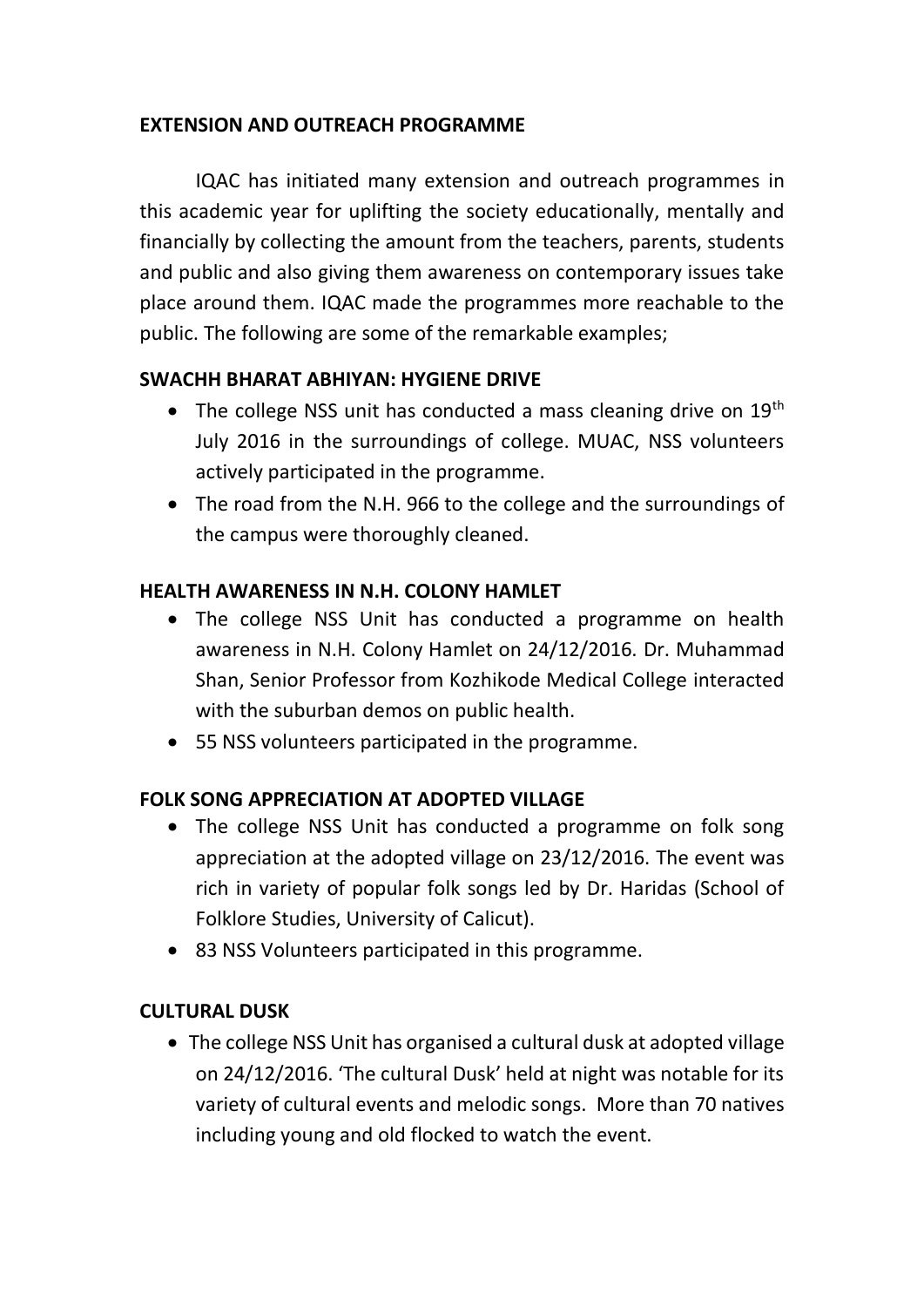## EXTENSION AND OUTREACH PROGRAMME

IQAC has initiated many extension and outreach programmes in this academic year for uplifting the society educationally, mentally and financially by collecting the amount from the teachers, parents, students and public and also giving them awareness on contemporary issues take place around them. IQAC made the programmes more reachable to the public. The following are some of the remarkable examples;

### SWACHH BHARAT ABHIYAN: HYGIENE DRIVE

- The college NSS unit has conducted a mass cleaning drive on 19th July 2016 in the surroundings of college. MUAC, NSS volunteers actively participated in the programme.
- The road from the N.H. 966 to the college and the surroundings of the campus were thoroughly cleaned.

### HEALTH AWARENESS IN N.H. COLONY HAMLET

- The college NSS Unit has conducted a programme on health awareness in N.H. Colony Hamlet on 24/12/2016. Dr. Muhammad Shan, Senior Professor from Kozhikode Medical College interacted with the suburban demos on public health.
- 55 NSS volunteers participated in the programme.

### FOLK SONG APPRECIATION AT ADOPTED VILLAGE

- The college NSS Unit has conducted a programme on folk song appreciation at the adopted village on 23/12/2016. The event was rich in variety of popular folk songs led by Dr. Haridas (School of Folklore Studies, University of Calicut).
- 83 NSS Volunteers participated in this programme.

### CULTURAL DUSK

- The college NSS Unit has organised a cultural dusk at adopted village on 24/12/2016. 'The cultural Dusk' held at night was notable for its variety of cultural events and melodic songs. More than 70 natives including young and old flocked to watch the event.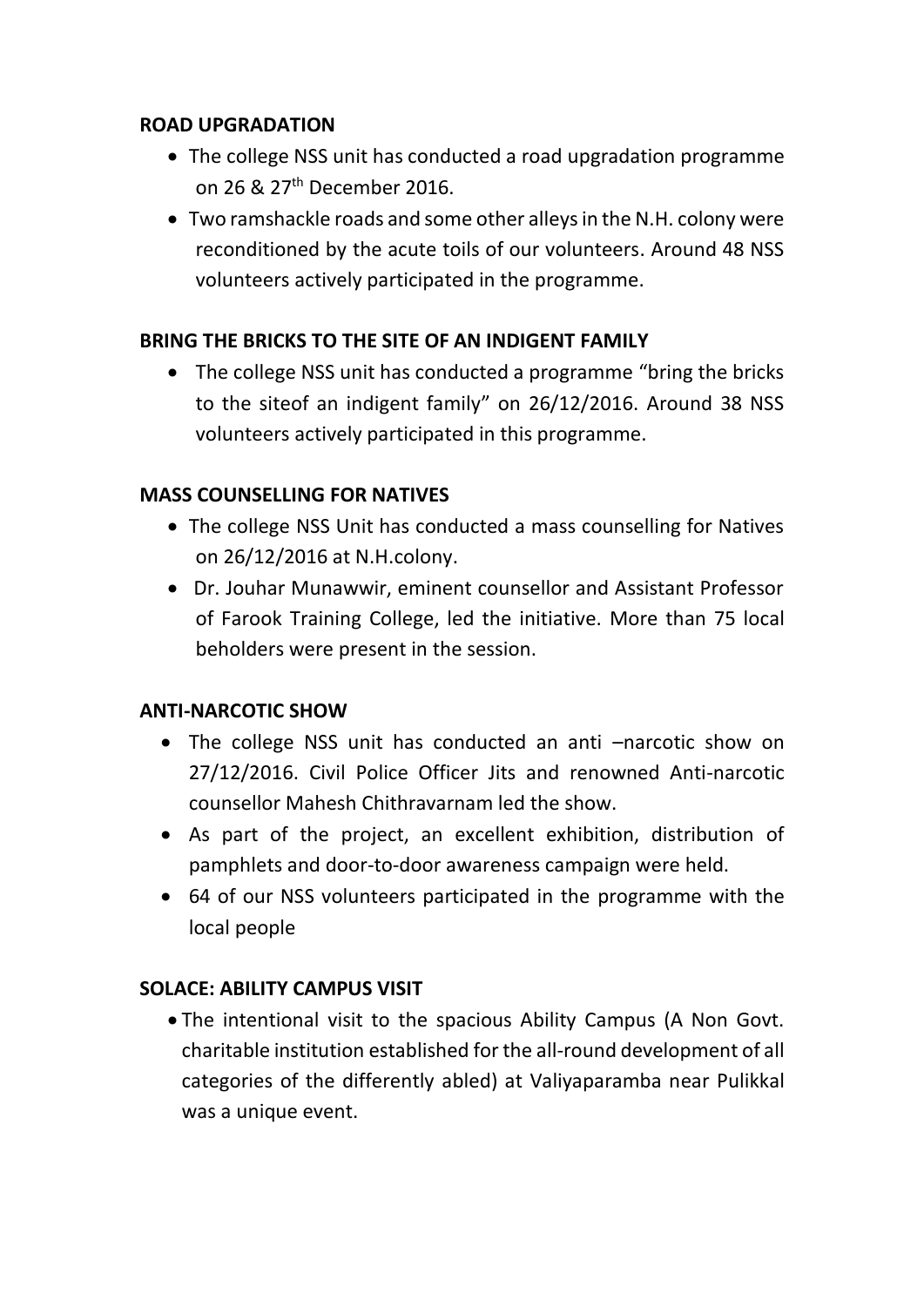**ROAD UPGRADATION**

- The college NSS unit has conducted a road upgradation programme on 26 & 27th December 2016.
- Two ramshackle roads and some other alleys in the N.H. colony were reconditioned by the acute toils of our volunteers. Around 48 NSS volunteers actively participated in the programme.

**BRING THE BRICKS TO THE SITE OF AN INDIGENT FAMILY**

- The college NSS unit has conducted a programme "bring the bricks to the siteof an indigent family" on 26/12/2016. Around 38 NSS volunteers actively participated in this programme.

**MASS COUNSELLING FOR NATIVES**

- The college NSS Unit has conducted a mass counselling for Natives on 26/12/2016 at N.H.colony.
- Dr. Jouhar Munawwir, eminent counsellor and Assistant Professor of Farook Training College, led the initiative. More than 75 local beholders were present in the session.

**ANTI-NARCOTIC SHOW**

- The college NSS unit has conducted an anti –narcotic show on 27/12/2016. Civil Police Officer Jits and renowned Anti-narcotic counsellor Mahesh Chithravarnam led the show.
- As part of the project, an excellent exhibition, distribution of pamphlets and door-to-door awareness campaign were held.
- 64 of our NSS volunteers participated in the programme with the local people

**SOLACE: ABILITY CAMPUS VISIT**

- The intentional visit to the spacious Ability Campus (A Non Govt. charitable institution established for the all-round development of all categories of the differently abled) at Valiyaparamba near Pulikkal was a unique event.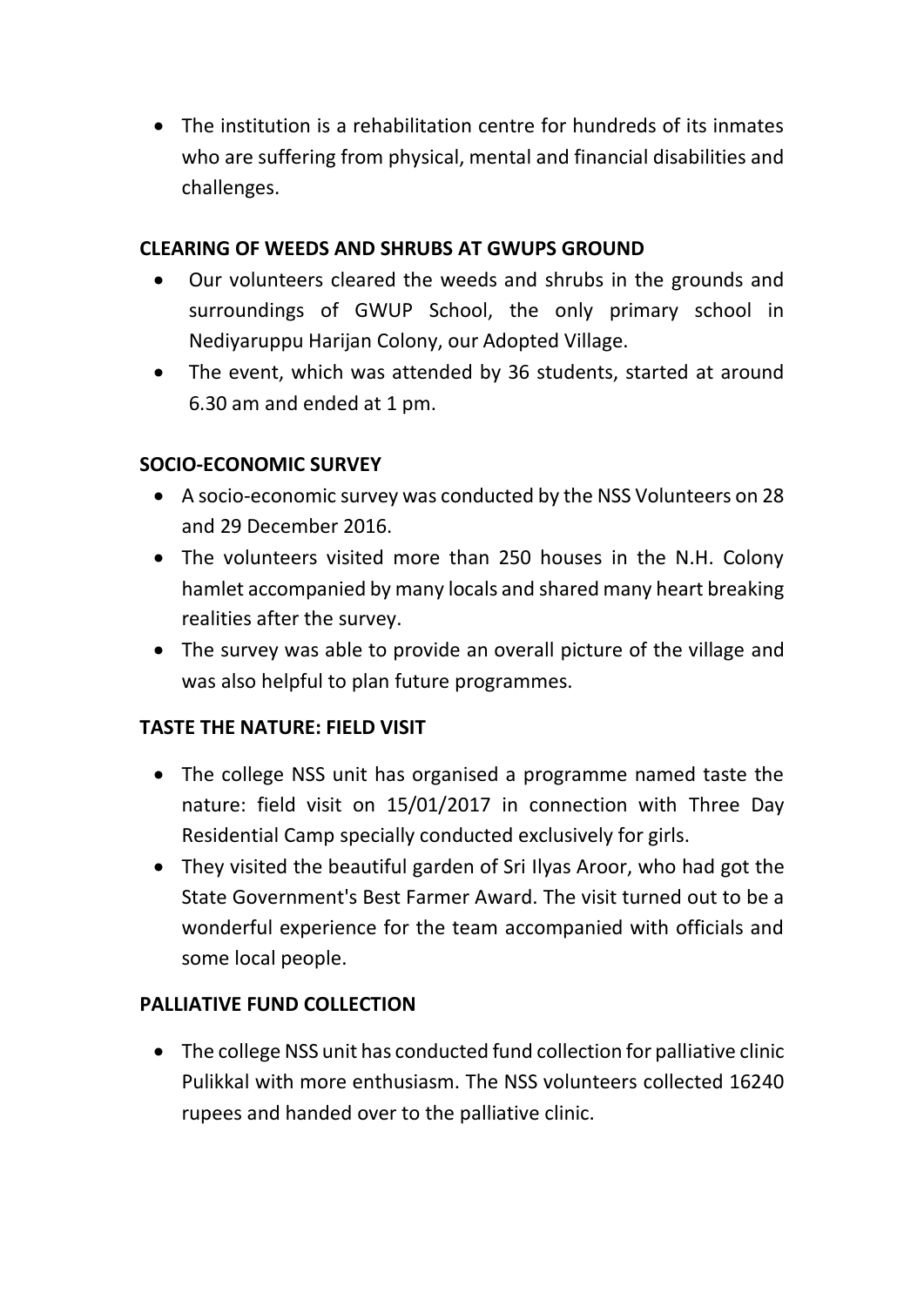- The institution is a rehabilitation centre for hundreds of its inmates who are suffering from physical, mental and financial disabilities and challenges.

**CLEARING OF WEEDS AND SHRUBS AT GWUPS GROUND**

- Our volunteers cleared the weeds and shrubs in the grounds and surroundings of GWUP School, the only primary school in Nediyaruppu Harijan Colony, our Adopted Village.
- The event, which was attended by 36 students, started at around 6.30 am and ended at 1 pm.

**SOCIO-ECONOMIC SURVEY**

- A socio-economic survey was conducted by the NSS Volunteers on 28 and 29 December 2016.
- The volunteers visited more than 250 houses in the N.H. Colony hamlet accompanied by many locals and shared many heart breaking realities after the survey.
- The survey was able to provide an overall picture of the village and was also helpful to plan future programmes.

**TASTE THE NATURE: FIELD VISIT**

- The college NSS unit has organised a programme named taste the nature: field visit on 15/01/2017 in connection with Three Day Residential Camp specially conducted exclusively for girls.
- They visited the beautiful garden of Sri Ilyas Aroor, who had got the State Government's Best Farmer Award. The visit turned out to be a wonderful experience for the team accompanied with officials and some local people.

**PALLIATIVE FUND COLLECTION**

- The college NSS unit has conducted fund collection for palliative clinic Pulikkal with more enthusiasm. The NSS volunteers collected 16240 rupees and handed over to the palliative clinic.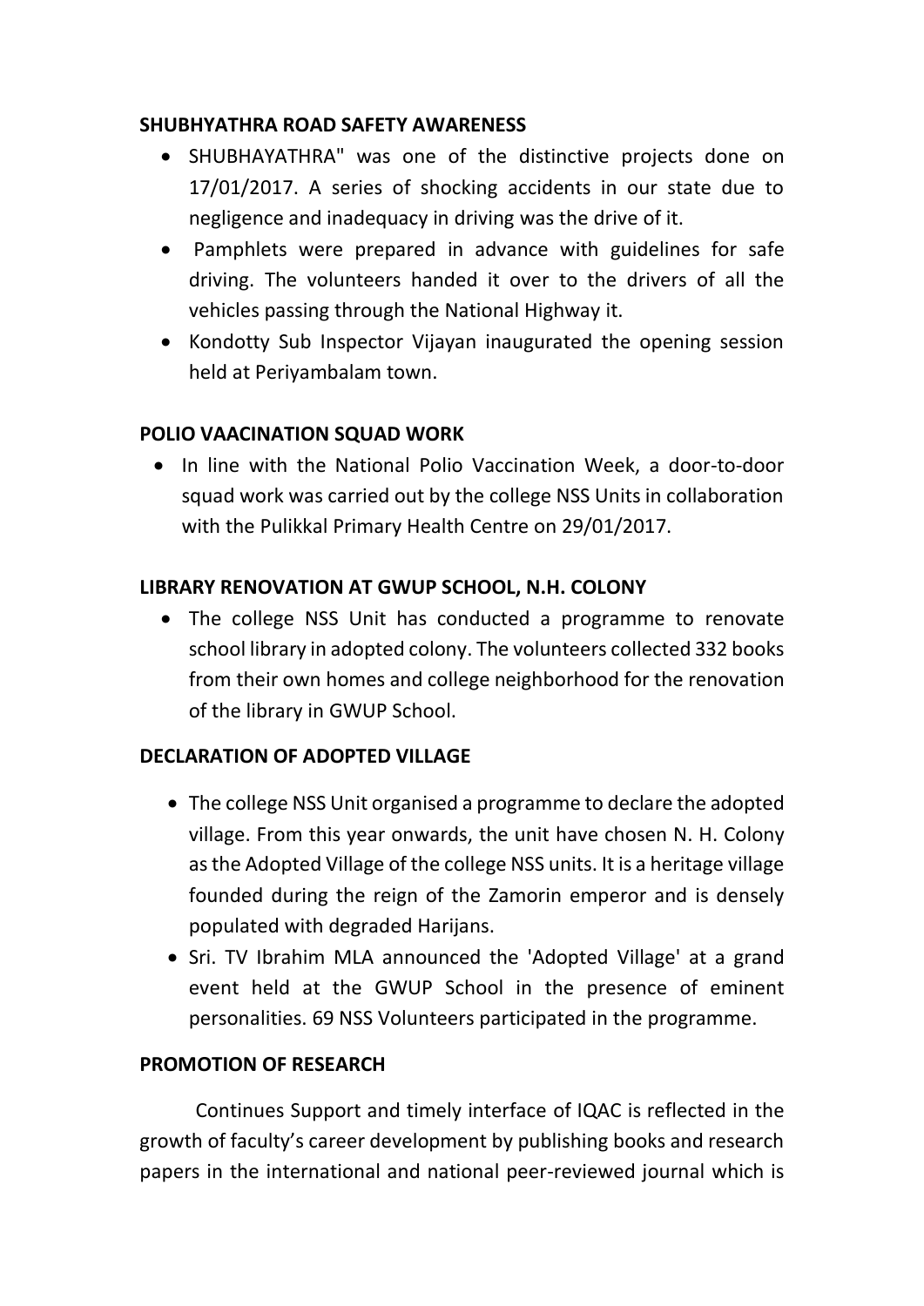**SHUBHYATHRA ROAD SAFETY AWARENESS**

- SHUBHAYATHRA" was one of the distinctive projects done on 17/01/2017. A series of shocking accidents in our state due to negligence and inadequacy in driving was the drive of it.
- Pamphlets were prepared in advance with guidelines for safe driving. The volunteers handed it over to the drivers of all the vehicles passing through the National Highway it.
- Kondotty Sub Inspector Vijayan inaugurated the opening session held at Periyambalam town.

**POLIO VAACINATION SQUAD WORK**

- In line with the National Polio Vaccination Week, a door-to-door squad work was carried out by the college NSS Units in collaboration with the Pulikkal Primary Health Centre on 29/01/2017.

**LIBRARY RENOVATION AT GWUP SCHOOL, N.H. COLONY**

- The college NSS Unit has conducted a programme to renovate school library in adopted colony. The volunteers collected 332 books from their own homes and college neighborhood for the renovation of the library in GWUP School.

**DECLARATION OF ADOPTED VILLAGE**

- The college NSS Unit organised a programme to declare the adopted village. From this year onwards, the unit have chosen N. H. Colony as the Adopted Village of the college NSS units. It is a heritage village founded during the reign of the Zamorin emperor and is densely populated with degraded Harijans.
- Sri. TV Ibrahim MLA announced the 'Adopted Village' at a grand event held at the GWUP School in the presence of eminent personalities. 69 NSS Volunteers participated in the programme.

**PROMOTION OF RESEARCH**

Continues Support and timely interface of IQAC is reflected in the growth of faculty's career development by publishing books and research papers in the international and national peer-reviewed journal which is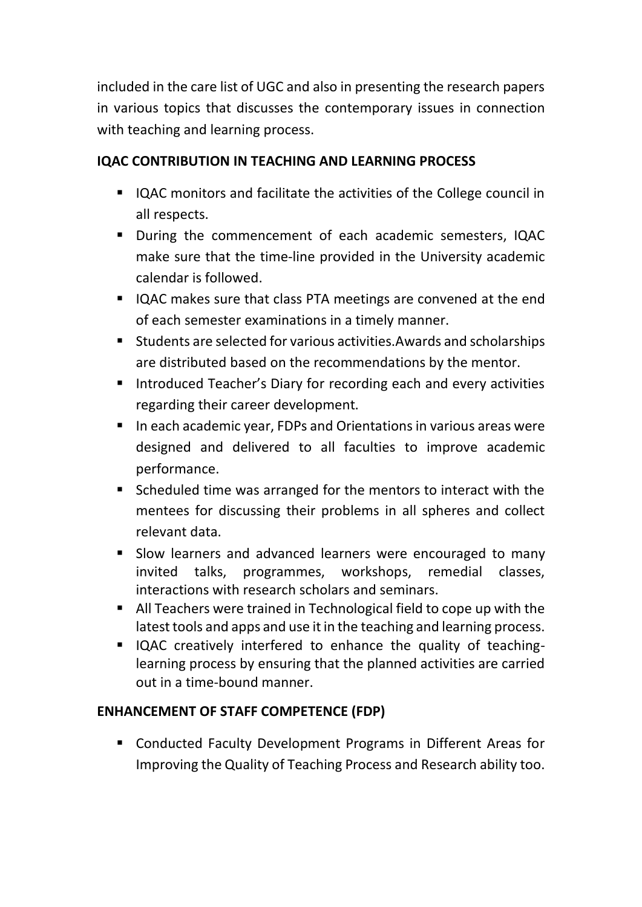included in the care list of UGC and also in presenting the research papers in various topics that discusses the contemporary issues in connection with teaching and learning process.

**IQAC CONTRIBUTION IN TEACHING AND LEARNING PROCESS**

- IQAC monitors and facilitate the activities of the College council in all respects.
- During the commencement of each academic semesters, IQAC make sure that the time-line provided in the University academic calendar is followed.
- IQAC makes sure that class PTA meetings are convened at the end of each semester examinations in a timely manner.
- Students are selected for various activities.Awards and scholarships are distributed based on the recommendations by the mentor.
- Introduced Teacher's Diary for recording each and every activities regarding their career development.
- In each academic year, FDPs and Orientations in various areas were designed and delivered to all faculties to improve academic performance.
- Scheduled time was arranged for the mentors to interact with the mentees for discussing their problems in all spheres and collect relevant data.
- Slow learners and advanced learners were encouraged to many invited talks, programmes, workshops, remedial classes, interactions with research scholars and seminars.
- All Teachers were trained in Technological field to cope up with the latest tools and apps and use it in the teaching and learning process.
- IQAC creatively interfered to enhance the quality of teaching-learning process by ensuring that the planned activities are carried out in a time-bound manner.

**ENHANCEMENT OF STAFF COMPETENCE (FDP)**

- Conducted Faculty Development Programs in Different Areas for Improving the Quality of Teaching Process and Research ability too.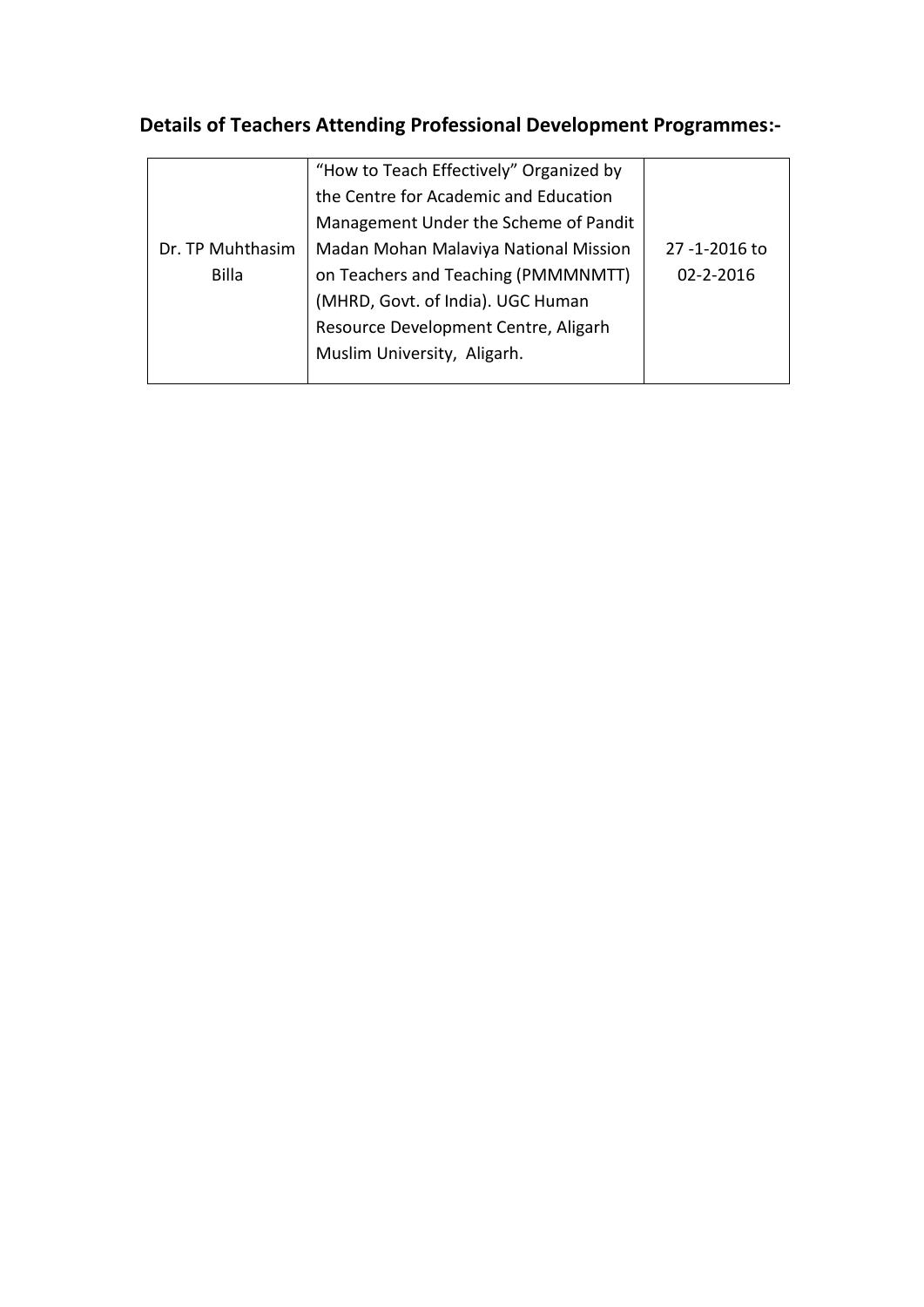## Details of Teachers Attending Professional Development Programmes:-

| | | |
|---|---|---|
| Dr. TP Muhthasim Billa | "How to Teach Effectively" Organized by the Centre for Academic and Education Management Under the Scheme of Pandit Madan Mohan Malaviya National Mission on Teachers and Teaching (PMMMNMTT) (MHRD, Govt. of India). UGC Human Resource Development Centre, Aligarh Muslim University, Aligarh. | 27 -1-2016 to 02-2-2016 |